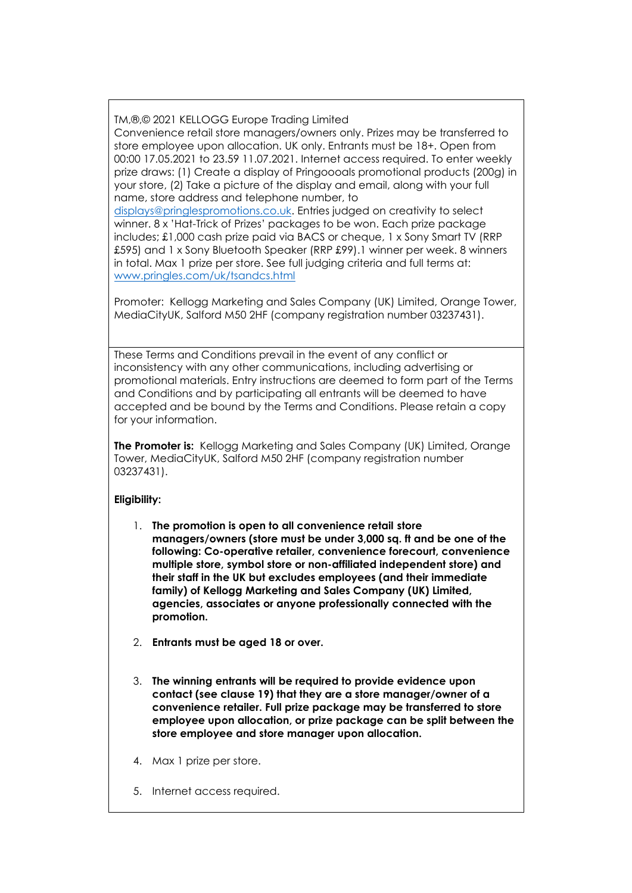TM,®,© 2021 KELLOGG Europe Trading Limited
Convenience retail store managers/owners only. Prizes may be transferred to store employee upon allocation. UK only. Entrants must be 18+. Open from 00:00 17.05.2021 to 23.59 11.07.2021. Internet access required. To enter weekly prize draws: (1) Create a display of Pringoooals promotional products (200g) in your store, (2) Take a picture of the display and email, along with your full name, store address and telephone number, to displays@pringlespromotions.co.uk. Entries judged on creativity to select winner. 8 x 'Hat-Trick of Prizes' packages to be won. Each prize package includes; £1,000 cash prize paid via BACS or cheque, 1 x Sony Smart TV (RRP £595) and 1 x Sony Bluetooth Speaker (RRP £99).1 winner per week. 8 winners in total. Max 1 prize per store. See full judging criteria and full terms at: www.pringles.com/uk/tsandcs.html

Promoter: Kellogg Marketing and Sales Company (UK) Limited, Orange Tower, MediaCityUK, Salford M50 2HF (company registration number 03237431).

These Terms and Conditions prevail in the event of any conflict or inconsistency with any other communications, including advertising or promotional materials. Entry instructions are deemed to form part of the Terms and Conditions and by participating all entrants will be deemed to have accepted and be bound by the Terms and Conditions. Please retain a copy for your information.

**The Promoter is:** Kellogg Marketing and Sales Company (UK) Limited, Orange Tower, MediaCityUK, Salford M50 2HF (company registration number 03237431).

**Eligibility:**

1. **The promotion is open to all convenience retail store managers/owners (store must be under 3,000 sq. ft and be one of the following: Co-operative retailer, convenience forecourt, convenience multiple store, symbol store or non-affiliated independent store) and their staff in the UK but excludes employees (and their immediate family) of Kellogg Marketing and Sales Company (UK) Limited, agencies, associates or anyone professionally connected with the promotion.**

2. **Entrants must be aged 18 or over.**

3. **The winning entrants will be required to provide evidence upon contact (see clause 19) that they are a store manager/owner of a convenience retailer. Full prize package may be transferred to store employee upon allocation, or prize package can be split between the store employee and store manager upon allocation.**

4. Max 1 prize per store.

5. Internet access required.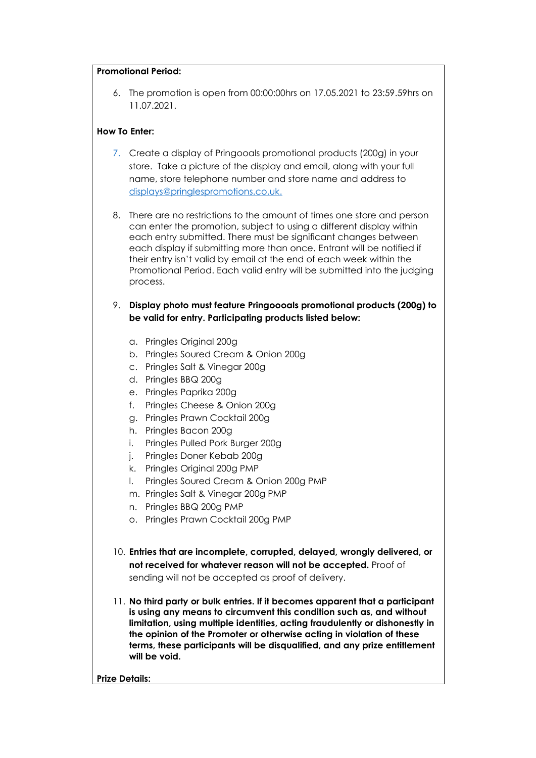**Promotional Period:**

6. The promotion is open from 00:00:00hrs on 17.05.2021 to 23:59.59hrs on 11.07.2021.

**How To Enter:**

7. Create a display of Pringooals promotional products (200g) in your store. Take a picture of the display and email, along with your full name, store telephone number and store name and address to [displays@pringlespromotions.co.uk.](mailto:displays@pringlespromotions.co.uk)

8. There are no restrictions to the amount of times one store and person can enter the promotion, subject to using a different display within each entry submitted. There must be significant changes between each display if submitting more than once. Entrant will be notified if their entry isn't valid by email at the end of each week within the Promotional Period. Each valid entry will be submitted into the judging process.

9. **Display photo must feature Pringoooals promotional products (200g) to be valid for entry. Participating products listed below:**

   a. Pringles Original 200g
   b. Pringles Soured Cream & Onion 200g
   c. Pringles Salt & Vinegar 200g
   d. Pringles BBQ 200g
   e. Pringles Paprika 200g
   f. Pringles Cheese & Onion 200g
   g. Pringles Prawn Cocktail 200g
   h. Pringles Bacon 200g
   i. Pringles Pulled Pork Burger 200g
   j. Pringles Doner Kebab 200g
   k. Pringles Original 200g PMP
   l. Pringles Soured Cream & Onion 200g PMP
   m. Pringles Salt & Vinegar 200g PMP
   n. Pringles BBQ 200g PMP
   o. Pringles Prawn Cocktail 200g PMP

10. **Entries that are incomplete, corrupted, delayed, wrongly delivered, or not received for whatever reason will not be accepted.** Proof of sending will not be accepted as proof of delivery.

11. **No third party or bulk entries. If it becomes apparent that a participant is using any means to circumvent this condition such as, and without limitation, using multiple identities, acting fraudulently or dishonestly in the opinion of the Promoter or otherwise acting in violation of these terms, these participants will be disqualified, and any prize entitlement will be void.**

**Prize Details:**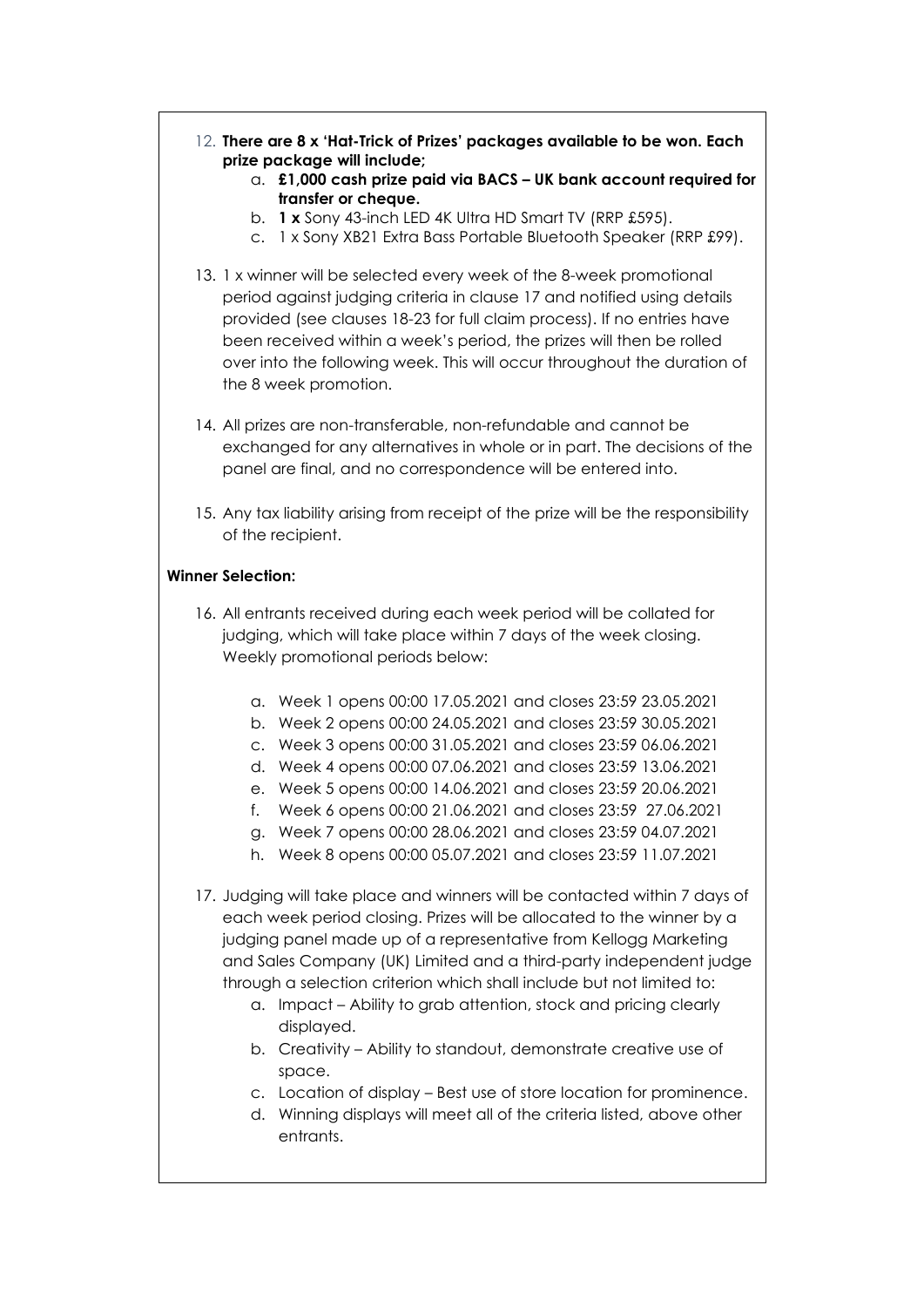12. **There are 8 x 'Hat-Trick of Prizes' packages available to be won. Each prize package will include;**
    a. **£1,000 cash prize paid via BACS – UK bank account required for transfer or cheque.**
    b. **1 x** Sony 43-inch LED 4K Ultra HD Smart TV (RRP £595).
    c. 1 x Sony XB21 Extra Bass Portable Bluetooth Speaker (RRP £99).

13. 1 x winner will be selected every week of the 8-week promotional period against judging criteria in clause 17 and notified using details provided (see clauses 18-23 for full claim process). If no entries have been received within a week's period, the prizes will then be rolled over into the following week. This will occur throughout the duration of the 8 week promotion.

14. All prizes are non-transferable, non-refundable and cannot be exchanged for any alternatives in whole or in part. The decisions of the panel are final, and no correspondence will be entered into.

15. Any tax liability arising from receipt of the prize will be the responsibility of the recipient.

**Winner Selection:**

16. All entrants received during each week period will be collated for judging, which will take place within 7 days of the week closing. Weekly promotional periods below:

    a. Week 1 opens 00:00 17.05.2021 and closes 23:59 23.05.2021
    b. Week 2 opens 00:00 24.05.2021 and closes 23:59 30.05.2021
    c. Week 3 opens 00:00 31.05.2021 and closes 23:59 06.06.2021
    d. Week 4 opens 00:00 07.06.2021 and closes 23:59 13.06.2021
    e. Week 5 opens 00:00 14.06.2021 and closes 23:59 20.06.2021
    f. Week 6 opens 00:00 21.06.2021 and closes 23:59 27.06.2021
    g. Week 7 opens 00:00 28.06.2021 and closes 23:59 04.07.2021
    h. Week 8 opens 00:00 05.07.2021 and closes 23:59 11.07.2021

17. Judging will take place and winners will be contacted within 7 days of each week period closing. Prizes will be allocated to the winner by a judging panel made up of a representative from Kellogg Marketing and Sales Company (UK) Limited and a third-party independent judge through a selection criterion which shall include but not limited to:
    a. Impact – Ability to grab attention, stock and pricing clearly displayed.
    b. Creativity – Ability to standout, demonstrate creative use of space.
    c. Location of display – Best use of store location for prominence.
    d. Winning displays will meet all of the criteria listed, above other entrants.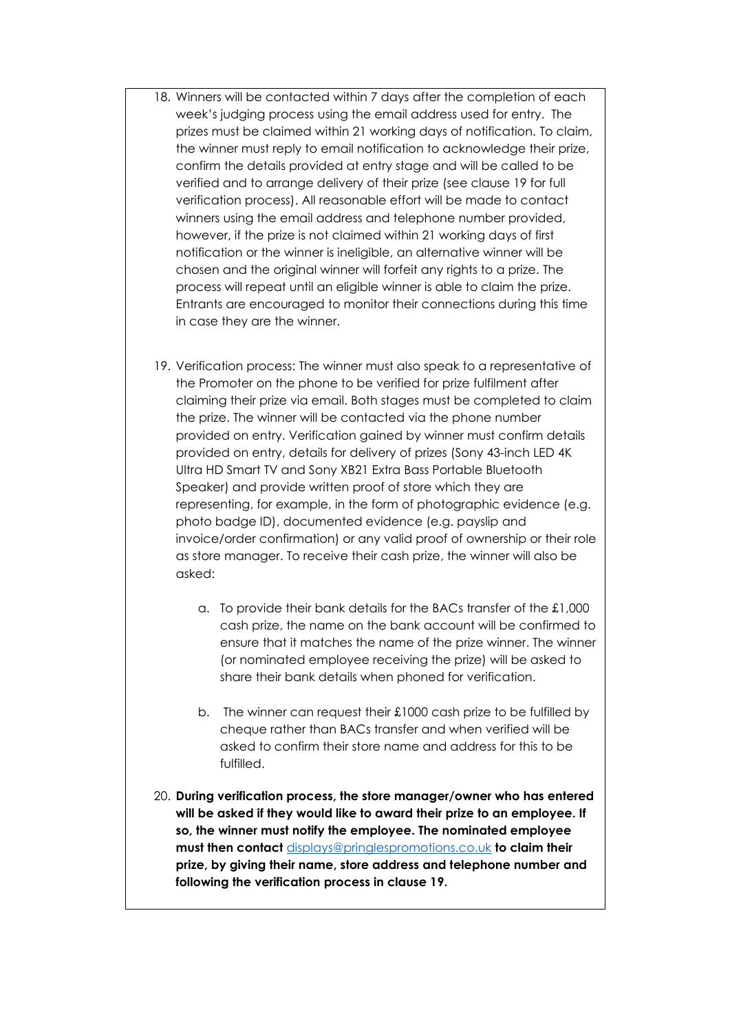18. Winners will be contacted within 7 days after the completion of each week's judging process using the email address used for entry. The prizes must be claimed within 21 working days of notification. To claim, the winner must reply to email notification to acknowledge their prize, confirm the details provided at entry stage and will be called to be verified and to arrange delivery of their prize (see clause 19 for full verification process). All reasonable effort will be made to contact winners using the email address and telephone number provided, however, if the prize is not claimed within 21 working days of first notification or the winner is ineligible, an alternative winner will be chosen and the original winner will forfeit any rights to a prize. The process will repeat until an eligible winner is able to claim the prize. Entrants are encouraged to monitor their connections during this time in case they are the winner.

19. Verification process: The winner must also speak to a representative of the Promoter on the phone to be verified for prize fulfilment after claiming their prize via email. Both stages must be completed to claim the prize. The winner will be contacted via the phone number provided on entry. Verification gained by winner must confirm details provided on entry, details for delivery of prizes (Sony 43-inch LED 4K Ultra HD Smart TV and Sony XB21 Extra Bass Portable Bluetooth Speaker) and provide written proof of store which they are representing, for example, in the form of photographic evidence (e.g. photo badge ID), documented evidence (e.g. payslip and invoice/order confirmation) or any valid proof of ownership or their role as store manager. To receive their cash prize, the winner will also be asked:

    a. To provide their bank details for the BACs transfer of the £1,000 cash prize, the name on the bank account will be confirmed to ensure that it matches the name of the prize winner. The winner (or nominated employee receiving the prize) will be asked to share their bank details when phoned for verification.

    b. The winner can request their £1000 cash prize to be fulfilled by cheque rather than BACs transfer and when verified will be asked to confirm their store name and address for this to be fulfilled.

20. **During verification process, the store manager/owner who has entered will be asked if they would like to award their prize to an employee. If so, the winner must notify the employee. The nominated employee must then contact** displays@pringlespromotions.co.uk **to claim their prize, by giving their name, store address and telephone number and following the verification process in clause 19.**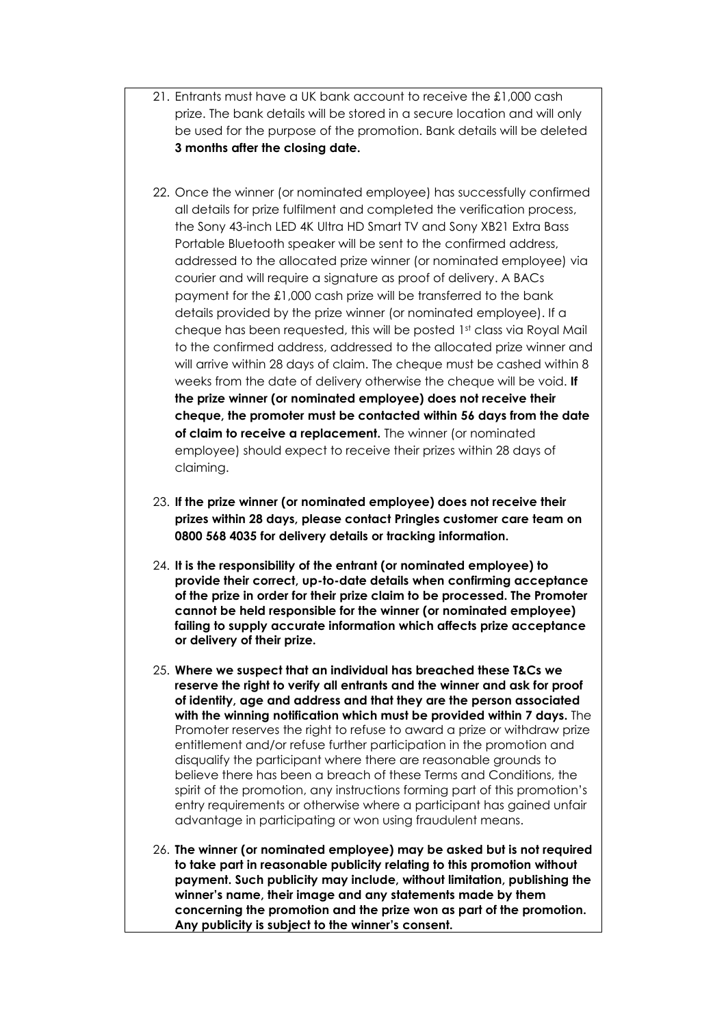21. Entrants must have a UK bank account to receive the £1,000 cash prize. The bank details will be stored in a secure location and will only be used for the purpose of the promotion. Bank details will be deleted **3 months after the closing date.**

22. Once the winner (or nominated employee) has successfully confirmed all details for prize fulfilment and completed the verification process, the Sony 43-inch LED 4K Ultra HD Smart TV and Sony XB21 Extra Bass Portable Bluetooth speaker will be sent to the confirmed address, addressed to the allocated prize winner (or nominated employee) via courier and will require a signature as proof of delivery. A BACs payment for the £1,000 cash prize will be transferred to the bank details provided by the prize winner (or nominated employee). If a cheque has been requested, this will be posted 1st class via Royal Mail to the confirmed address, addressed to the allocated prize winner and will arrive within 28 days of claim. The cheque must be cashed within 8 weeks from the date of delivery otherwise the cheque will be void. **If the prize winner (or nominated employee) does not receive their cheque, the promoter must be contacted within 56 days from the date of claim to receive a replacement.** The winner (or nominated employee) should expect to receive their prizes within 28 days of claiming.

23. **If the prize winner (or nominated employee) does not receive their prizes within 28 days, please contact Pringles customer care team on 0800 568 4035 for delivery details or tracking information.**

24. **It is the responsibility of the entrant (or nominated employee) to provide their correct, up-to-date details when confirming acceptance of the prize in order for their prize claim to be processed. The Promoter cannot be held responsible for the winner (or nominated employee) failing to supply accurate information which affects prize acceptance or delivery of their prize.**

25. **Where we suspect that an individual has breached these T&Cs we reserve the right to verify all entrants and the winner and ask for proof of identity, age and address and that they are the person associated with the winning notification which must be provided within 7 days.** The Promoter reserves the right to refuse to award a prize or withdraw prize entitlement and/or refuse further participation in the promotion and disqualify the participant where there are reasonable grounds to believe there has been a breach of these Terms and Conditions, the spirit of the promotion, any instructions forming part of this promotion's entry requirements or otherwise where a participant has gained unfair advantage in participating or won using fraudulent means.

26. **The winner (or nominated employee) may be asked but is not required to take part in reasonable publicity relating to this promotion without payment. Such publicity may include, without limitation, publishing the winner's name, their image and any statements made by them concerning the promotion and the prize won as part of the promotion. Any publicity is subject to the winner's consent.**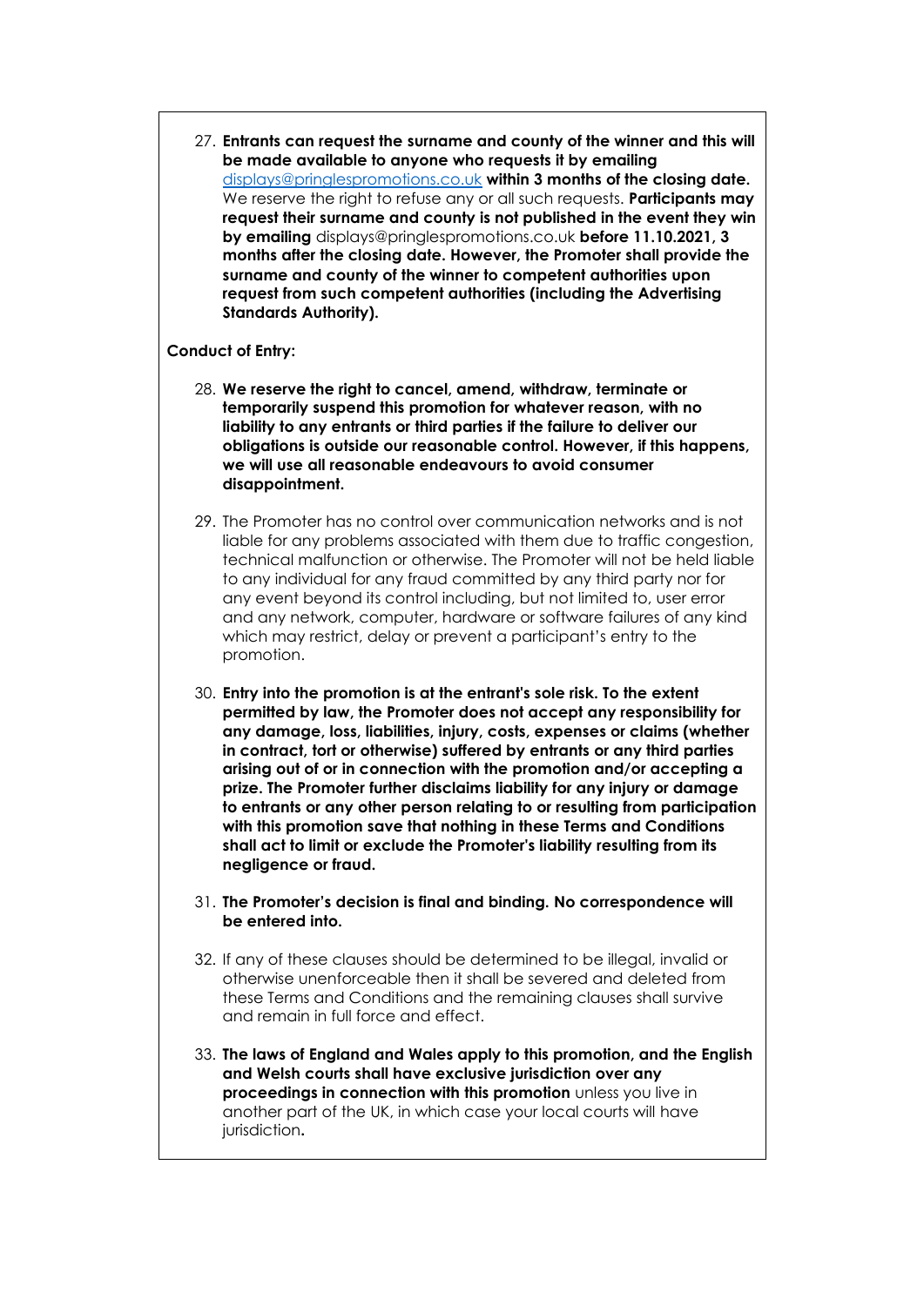27. **Entrants can request the surname and county of the winner and this will be made available to anyone who requests it by emailing** [displays@pringlespromotions.co.uk](mailto:displays@pringlespromotions.co.uk) **within 3 months of the closing date.** We reserve the right to refuse any or all such requests. **Participants may request their surname and county is not published in the event they win by emailing** displays@pringlespromotions.co.uk **before 11.10.2021, 3 months after the closing date. However, the Promoter shall provide the surname and county of the winner to competent authorities upon request from such competent authorities (including the Advertising Standards Authority).**

**Conduct of Entry:**

28. **We reserve the right to cancel, amend, withdraw, terminate or temporarily suspend this promotion for whatever reason, with no liability to any entrants or third parties if the failure to deliver our obligations is outside our reasonable control. However, if this happens, we will use all reasonable endeavours to avoid consumer disappointment.**

29. The Promoter has no control over communication networks and is not liable for any problems associated with them due to traffic congestion, technical malfunction or otherwise. The Promoter will not be held liable to any individual for any fraud committed by any third party nor for any event beyond its control including, but not limited to, user error and any network, computer, hardware or software failures of any kind which may restrict, delay or prevent a participant's entry to the promotion.

30. **Entry into the promotion is at the entrant's sole risk. To the extent permitted by law, the Promoter does not accept any responsibility for any damage, loss, liabilities, injury, costs, expenses or claims (whether in contract, tort or otherwise) suffered by entrants or any third parties arising out of or in connection with the promotion and/or accepting a prize. The Promoter further disclaims liability for any injury or damage to entrants or any other person relating to or resulting from participation with this promotion save that nothing in these Terms and Conditions shall act to limit or exclude the Promoter's liability resulting from its negligence or fraud.**

31. **The Promoter's decision is final and binding. No correspondence will be entered into.**

32. If any of these clauses should be determined to be illegal, invalid or otherwise unenforceable then it shall be severed and deleted from these Terms and Conditions and the remaining clauses shall survive and remain in full force and effect.

33. **The laws of England and Wales apply to this promotion, and the English and Welsh courts shall have exclusive jurisdiction over any proceedings in connection with this promotion** unless you live in another part of the UK, in which case your local courts will have jurisdiction**.**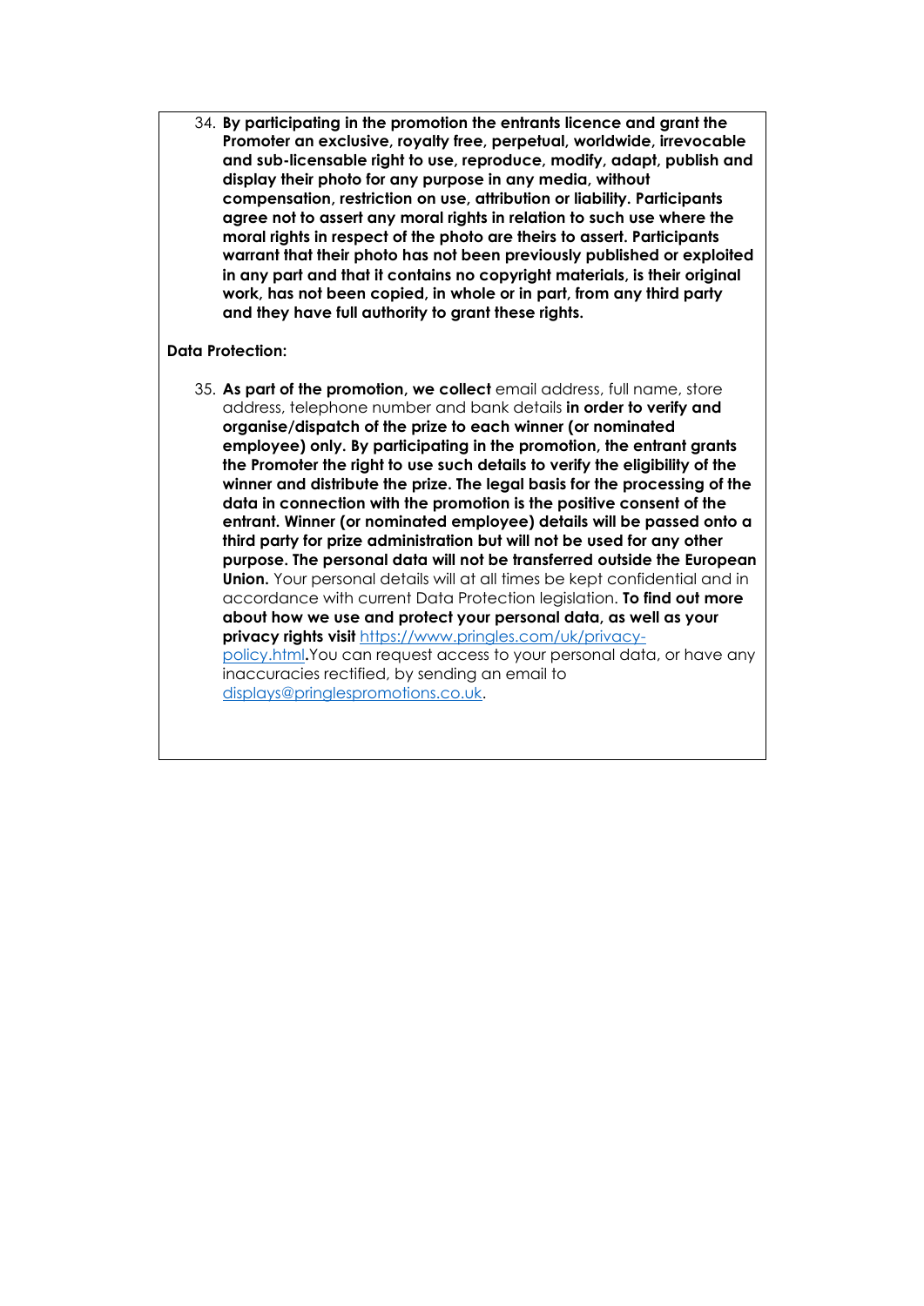34. **By participating in the promotion the entrants licence and grant the Promoter an exclusive, royalty free, perpetual, worldwide, irrevocable and sub-licensable right to use, reproduce, modify, adapt, publish and display their photo for any purpose in any media, without compensation, restriction on use, attribution or liability. Participants agree not to assert any moral rights in relation to such use where the moral rights in respect of the photo are theirs to assert. Participants warrant that their photo has not been previously published or exploited in any part and that it contains no copyright materials, is their original work, has not been copied, in whole or in part, from any third party and they have full authority to grant these rights.**

**Data Protection:**

35. **As part of the promotion, we collect** email address, full name, store address, telephone number and bank details **in order to verify and organise/dispatch of the prize to each winner (or nominated employee) only. By participating in the promotion, the entrant grants the Promoter the right to use such details to verify the eligibility of the winner and distribute the prize. The legal basis for the processing of the data in connection with the promotion is the positive consent of the entrant. Winner (or nominated employee) details will be passed onto a third party for prize administration but will not be used for any other purpose. The personal data will not be transferred outside the European Union.** Your personal details will at all times be kept confidential and in accordance with current Data Protection legislation. **To find out more about how we use and protect your personal data, as well as your privacy rights visit** [https://www.pringles.com/uk/privacy-policy.html](https://www.pringles.com/uk/privacy-policy.html)**.**You can request access to your personal data, or have any inaccuracies rectified, by sending an email to [displays@pringlespromotions.co.uk](mailto:displays@pringlespromotions.co.uk).